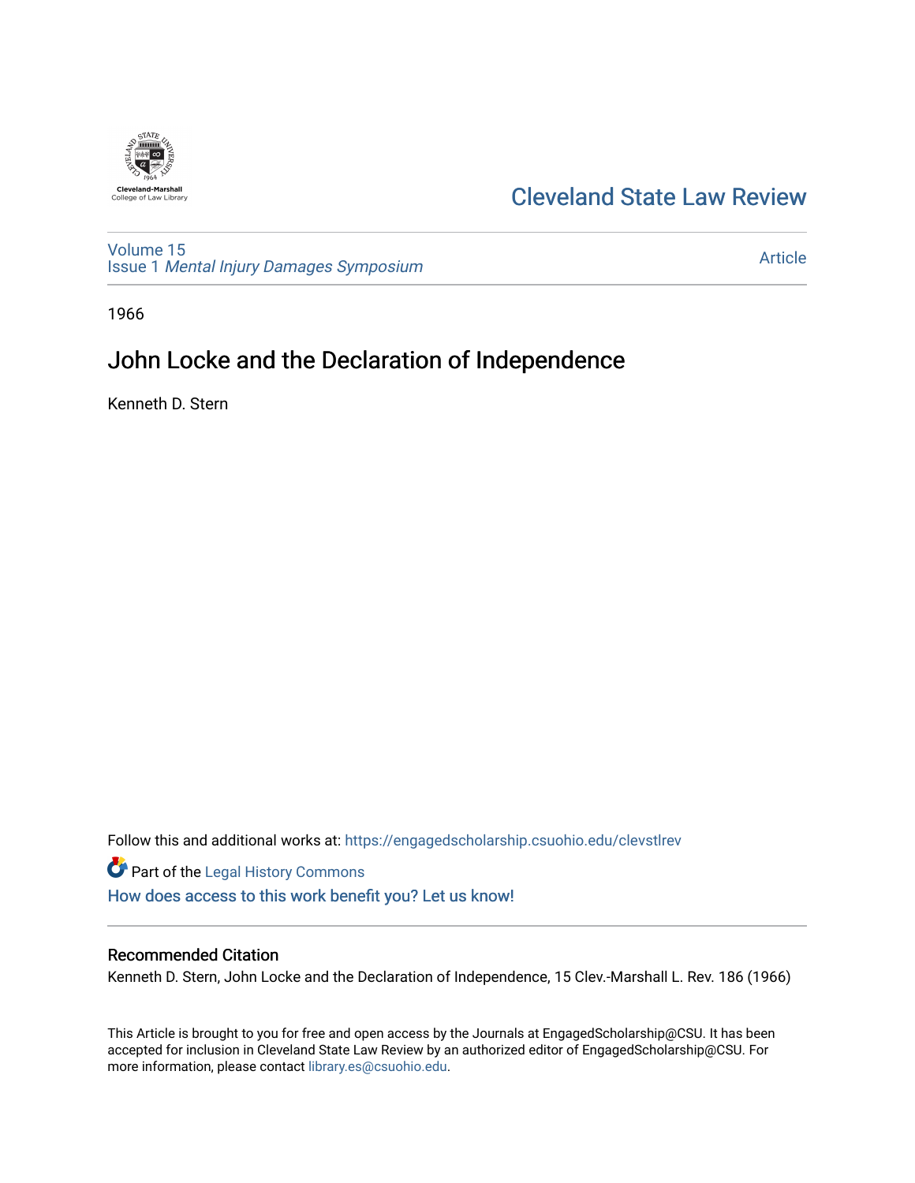Cleveland-Marshall
College of Law Library

# Cleveland State Law Review

Volume 15
Issue 1 *Mental Injury Damages Symposium*

Article

1966

## John Locke and the Declaration of Independence

Kenneth D. Stern

Follow this and additional works at: https://engagedscholarship.csuohio.edu/clevstlrev

Part of the Legal History Commons

How does access to this work benefit you? Let us know!

### Recommended Citation

Kenneth D. Stern, John Locke and the Declaration of Independence, 15 Clev.-Marshall L. Rev. 186 (1966)

This Article is brought to you for free and open access by the Journals at EngagedScholarship@CSU. It has been accepted for inclusion in Cleveland State Law Review by an authorized editor of EngagedScholarship@CSU. For more information, please contact library.es@csuohio.edu.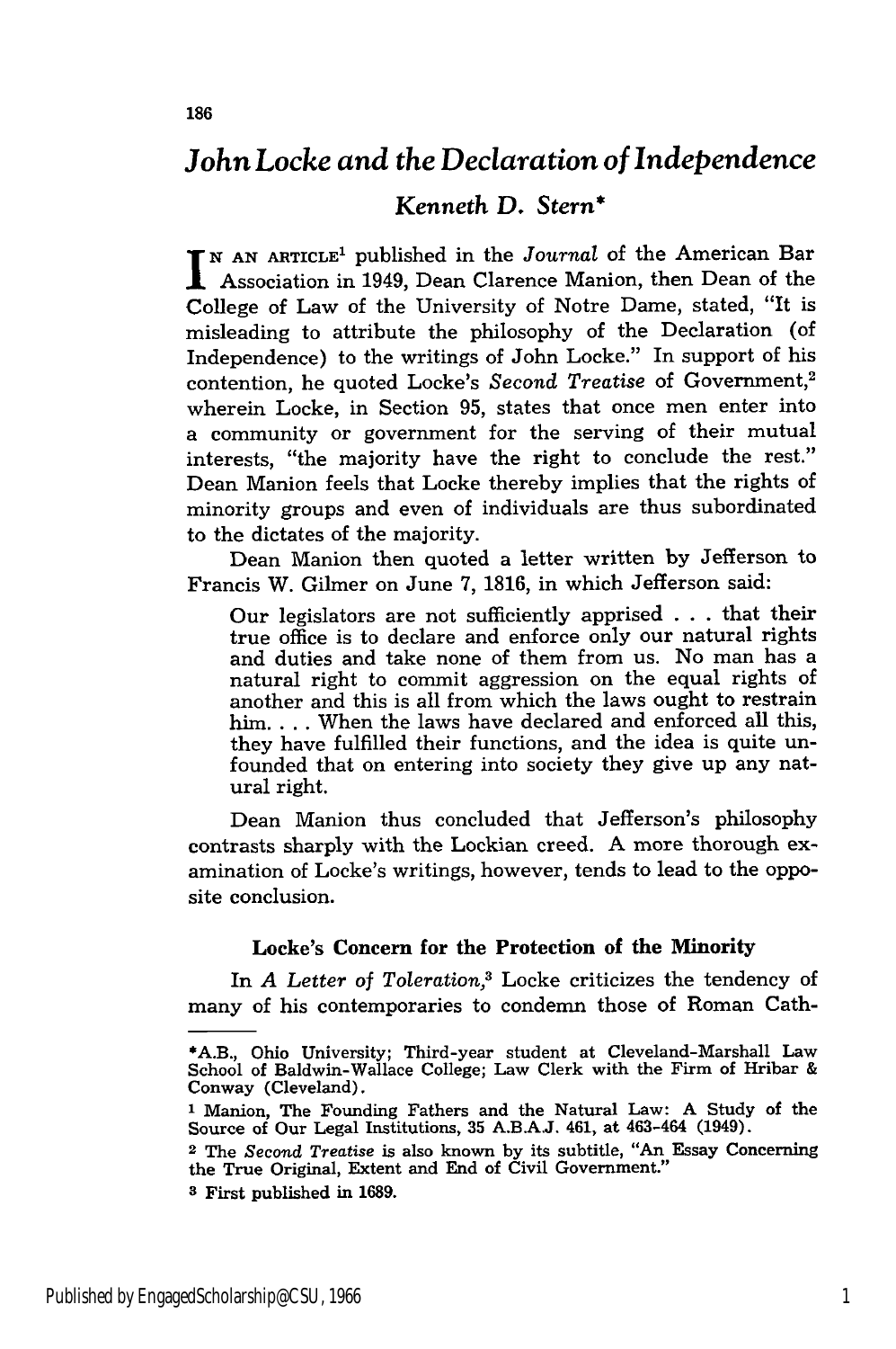# *John Locke and the Declaration of Independence*

### *Kenneth D. Stern*\*

In an article[1] published in the *Journal* of the American Bar Association in 1949, Dean Clarence Manion, then Dean of the College of Law of the University of Notre Dame, stated, "It is misleading to attribute the philosophy of the Declaration (of Independence) to the writings of John Locke." In support of his contention, he quoted Locke's *Second Treatise* of Government,[2] wherein Locke, in Section 95, states that once men enter into a community or government for the serving of their mutual interests, "the majority have the right to conclude the rest." Dean Manion feels that Locke thereby implies that the rights of minority groups and even of individuals are thus subordinated to the dictates of the majority.

Dean Manion then quoted a letter written by Jefferson to Francis W. Gilmer on June 7, 1816, in which Jefferson said:

> Our legislators are not sufficiently apprised . . . that their true office is to declare and enforce only our natural rights and duties and take none of them from us. No man has a natural right to commit aggression on the equal rights of another and this is all from which the laws ought to restrain him. . . . When the laws have declared and enforced all this, they have fulfilled their functions, and the idea is quite unfounded that on entering into society they give up any natural right.

Dean Manion thus concluded that Jefferson's philosophy contrasts sharply with the Lockian creed. A more thorough examination of Locke's writings, however, tends to lead to the opposite conclusion.

**Locke's Concern for the Protection of the Minority**

In *A Letter of Toleration*,[3] Locke criticizes the tendency of many of his contemporaries to condemn those of Roman Cath-

---

\*A.B., Ohio University; Third-year student at Cleveland-Marshall Law School of Baldwin-Wallace College; Law Clerk with the Firm of Hribar & Conway (Cleveland).

[1] Manion, The Founding Fathers and the Natural Law: A Study of the Source of Our Legal Institutions, 35 A.B.A.J. 461, at 463-464 (1949).

[2] The *Second Treatise* is also known by its subtitle, "An Essay Concerning the True Original, Extent and End of Civil Government."

[3] First published in 1689.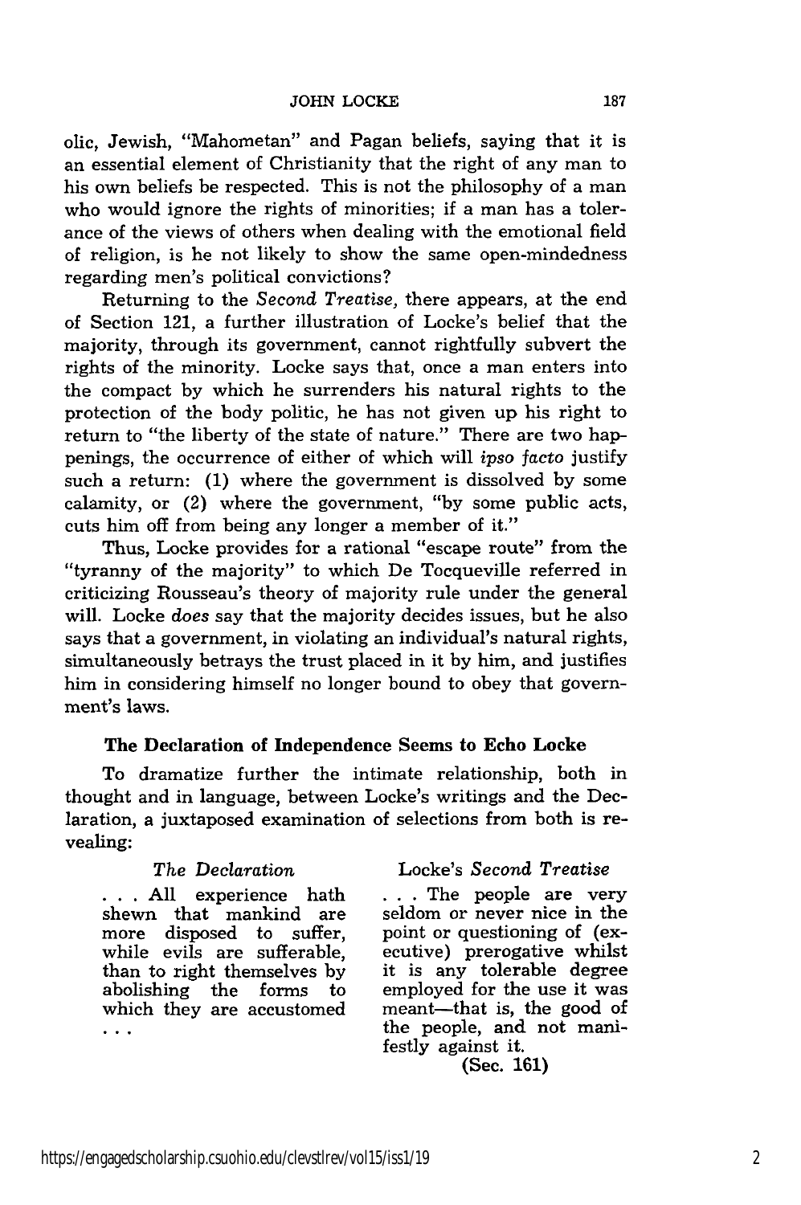olic, Jewish, "Mahometan" and Pagan beliefs, saying that it is an essential element of Christianity that the right of any man to his own beliefs be respected. This is not the philosophy of a man who would ignore the rights of minorities; if a man has a tolerance of the views of others when dealing with the emotional field of religion, is he not likely to show the same open-mindedness regarding men's political convictions?

Returning to the *Second Treatise*, there appears, at the end of Section 121, a further illustration of Locke's belief that the majority, through its government, cannot rightfully subvert the rights of the minority. Locke says that, once a man enters into the compact by which he surrenders his natural rights to the protection of the body politic, he has not given up his right to return to "the liberty of the state of nature." There are two happenings, the occurrence of either of which will *ipso facto* justify such a return: (1) where the government is dissolved by some calamity, or (2) where the government, "by some public acts, cuts him off from being any longer a member of it."

Thus, Locke provides for a rational "escape route" from the "tyranny of the majority" to which De Tocqueville referred in criticizing Rousseau's theory of majority rule under the general will. Locke *does* say that the majority decides issues, but he also says that a government, in violating an individual's natural rights, simultaneously betrays the trust placed in it by him, and justifies him in considering himself no longer bound to obey that government's laws.

### The Declaration of Independence Seems to Echo Locke

To dramatize further the intimate relationship, both in thought and in language, between Locke's writings and the Declaration, a juxtaposed examination of selections from both is revealing:

| *The Declaration* | Locke's *Second Treatise* |
|---|---|
| . . . All experience hath shewn that mankind are more disposed to suffer, while evils are sufferable, than to right themselves by abolishing the forms to which they are accustomed . . . | . . . The people are very seldom or never nice in the point or questioning of (executive) prerogative whilst it is any tolerable degree employed for the use it was meant—that is, the good of the people, and not manifestly against it. **(Sec. 161)** |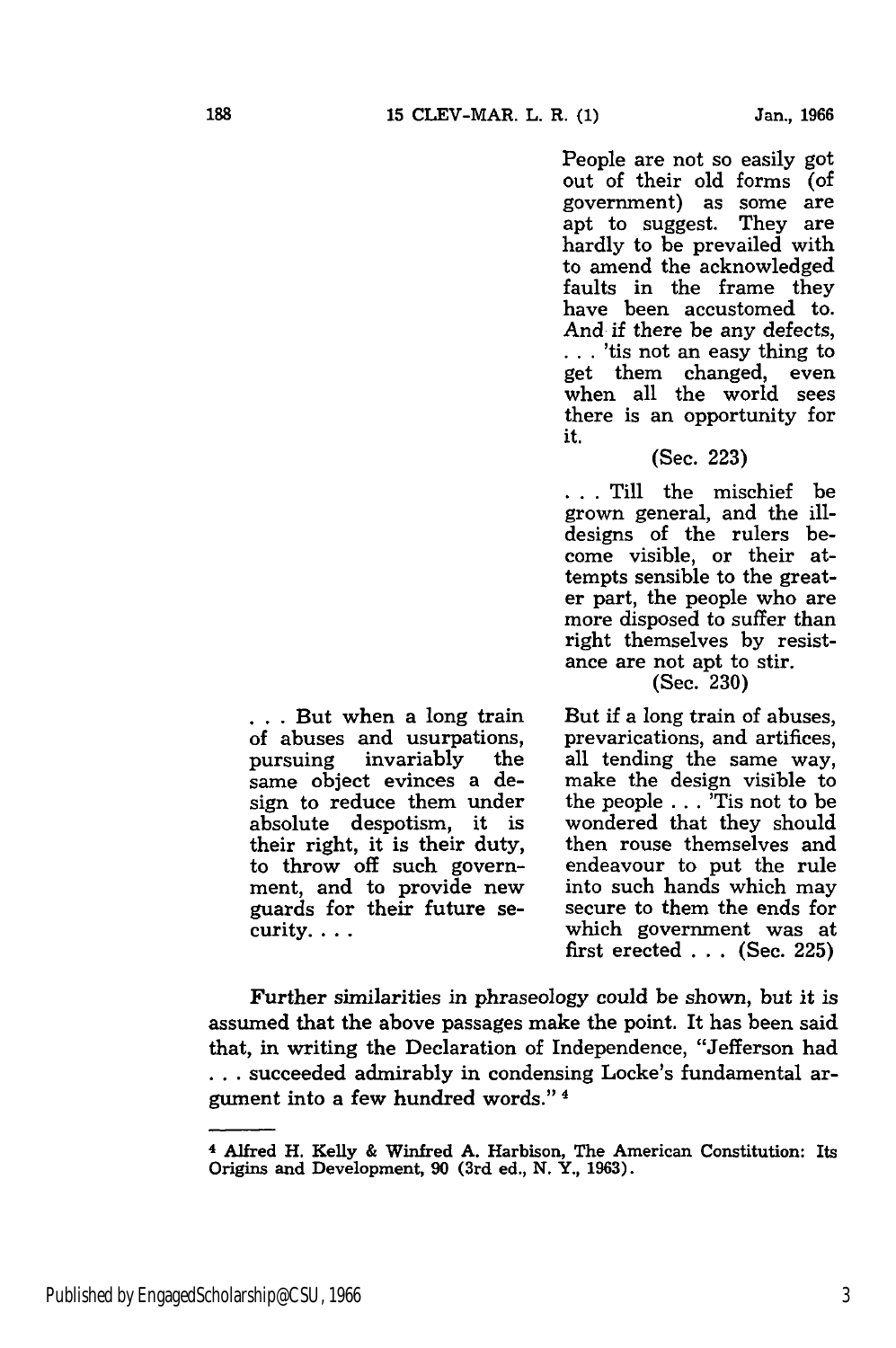| | |
|---|---|
| | People are not so easily got out of their old forms (of government) as some are apt to suggest. They are hardly to be prevailed with to amend the acknowledged faults in the frame they have been accustomed to. And if there be any defects, . . . 'tis not an easy thing to get them changed, even when all the world sees there is an opportunity for it. (Sec. 223) |
| | . . . Till the mischief be grown general, and the ill-designs of the rulers become visible, or their attempts sensible to the greater part, the people who are more disposed to suffer than right themselves by resistance are not apt to stir. (Sec. 230) |
| . . . But when a long train of abuses and usurpations, pursuing invariably the same object evinces a design to reduce them under absolute despotism, it is their right, it is their duty, to throw off such government, and to provide new guards for their future security. . . . | But if a long train of abuses, prevarications, and artifices, all tending the same way, make the design visible to the people . . . 'Tis not to be wondered that they should then rouse themselves and endeavour to put the rule into such hands which may secure to them the ends for which government was at first erected . . . (Sec. 225) |

Further similarities in phraseology could be shown, but it is assumed that the above passages make the point. It has been said that, in writing the Declaration of Independence, "Jefferson had . . . succeeded admirably in condensing Locke's fundamental argument into a few hundred words." [4]

---

[4] Alfred H. Kelly & Winfred A. Harbison, The American Constitution: Its Origins and Development, 90 (3rd ed., N. Y., 1963).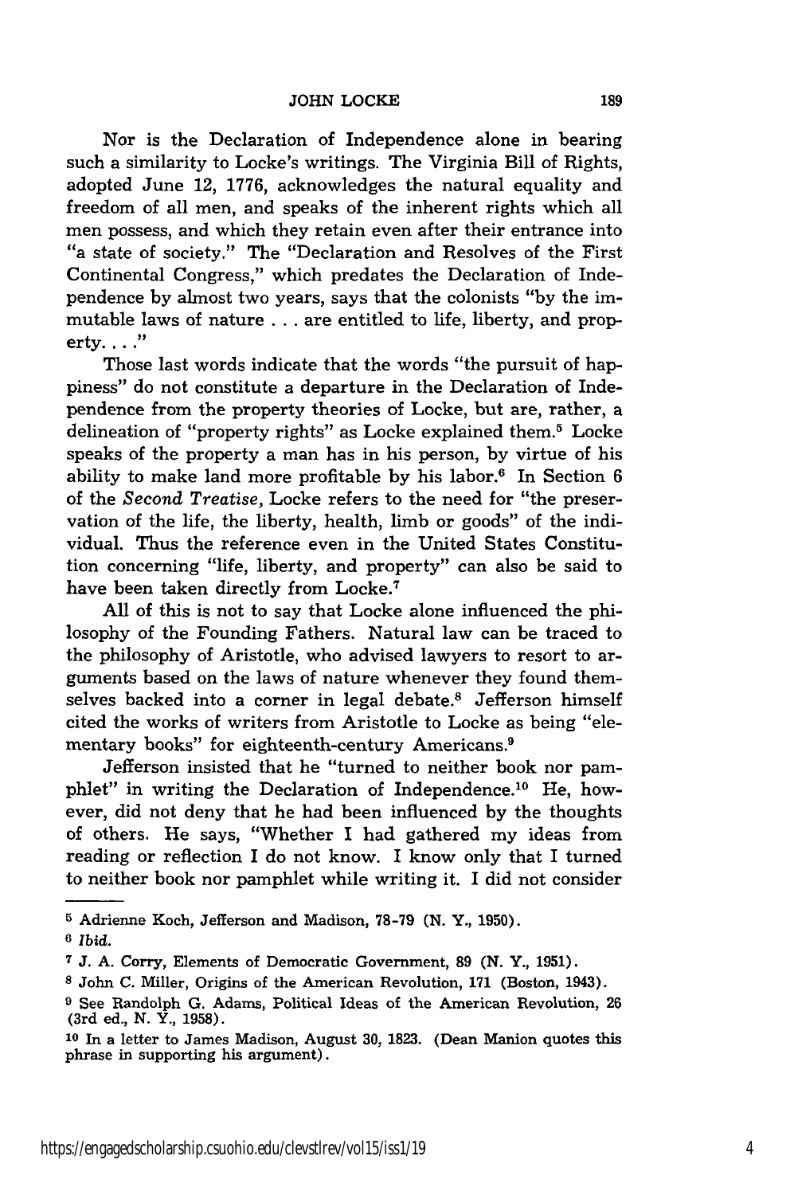Nor is the Declaration of Independence alone in bearing such a similarity to Locke's writings. The Virginia Bill of Rights, adopted June 12, 1776, acknowledges the natural equality and freedom of all men, and speaks of the inherent rights which all men possess, and which they retain even after their entrance into "a state of society." The "Declaration and Resolves of the First Continental Congress," which predates the Declaration of Independence by almost two years, says that the colonists "by the immutable laws of nature . . . are entitled to life, liberty, and property. . . ."

Those last words indicate that the words "the pursuit of happiness" do not constitute a departure in the Declaration of Independence from the property theories of Locke, but are, rather, a delineation of "property rights" as Locke explained them.[5] Locke speaks of the property a man has in his person, by virtue of his ability to make land more profitable by his labor.[6] In Section 6 of the *Second Treatise*, Locke refers to the need for "the preservation of the life, the liberty, health, limb or goods" of the individual. Thus the reference even in the United States Constitution concerning "life, liberty, and property" can also be said to have been taken directly from Locke.[7]

All of this is not to say that Locke alone influenced the philosophy of the Founding Fathers. Natural law can be traced to the philosophy of Aristotle, who advised lawyers to resort to arguments based on the laws of nature whenever they found themselves backed into a corner in legal debate.[8] Jefferson himself cited the works of writers from Aristotle to Locke as being "elementary books" for eighteenth-century Americans.[9]

Jefferson insisted that he "turned to neither book nor pamphlet" in writing the Declaration of Independence.[10] He, however, did not deny that he had been influenced by the thoughts of others. He says, "Whether I had gathered my ideas from reading or reflection I do not know. I know only that I turned to neither book nor pamphlet while writing it. I did not consider

---

[5] Adrienne Koch, Jefferson and Madison, 78-79 (N. Y., 1950).

[6] *Ibid.*

[7] J. A. Corry, Elements of Democratic Government, 89 (N. Y., 1951).

[8] John C. Miller, Origins of the American Revolution, 171 (Boston, 1943).

[9] See Randolph G. Adams, Political Ideas of the American Revolution, 26 (3rd ed., N. Y., 1958).

[10] In a letter to James Madison, August 30, 1823. (Dean Manion quotes this phrase in supporting his argument).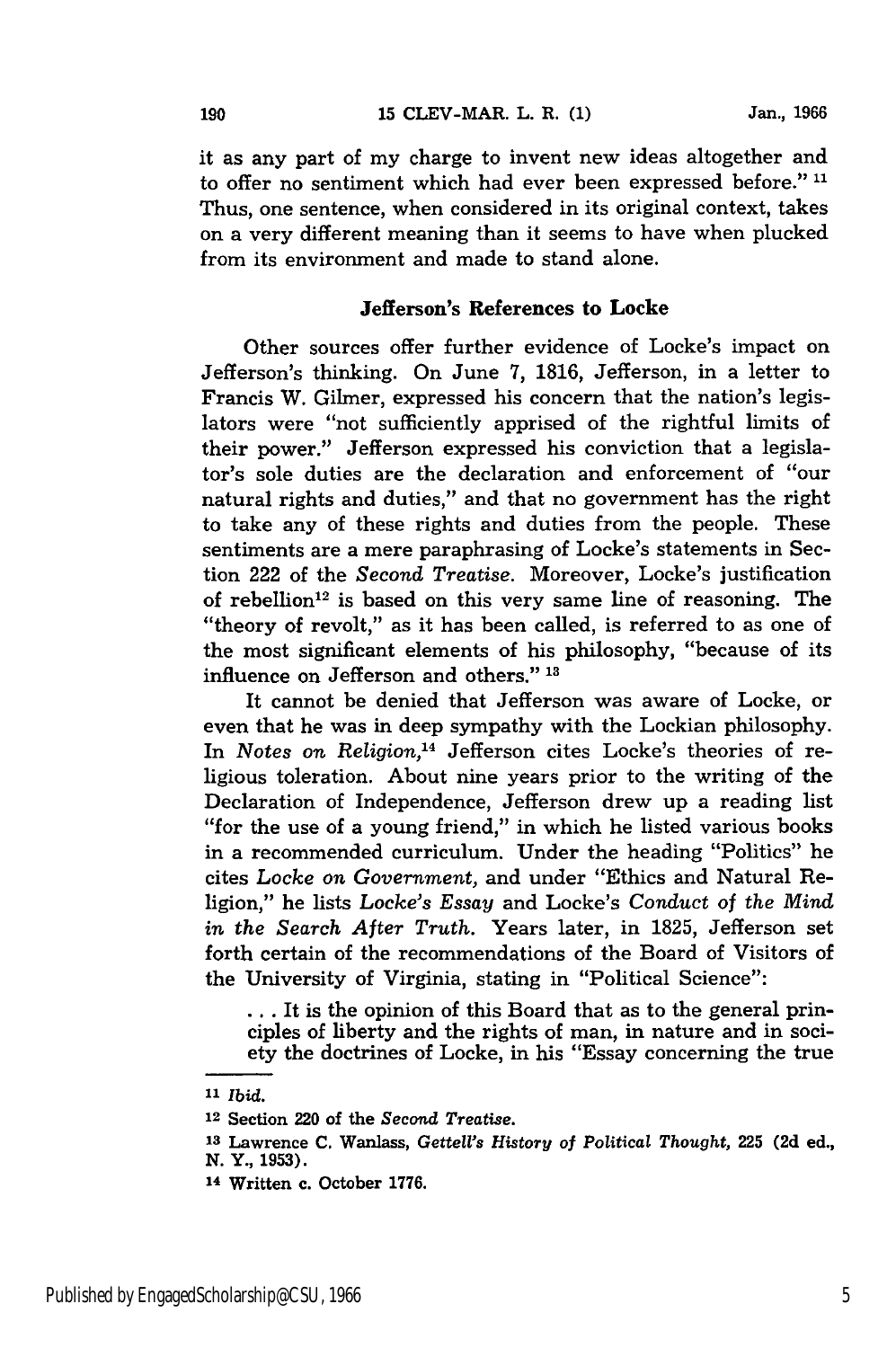it as any part of my charge to invent new ideas altogether and to offer no sentiment which had ever been expressed before." [11] Thus, one sentence, when considered in its original context, takes on a very different meaning than it seems to have when plucked from its environment and made to stand alone.

### Jefferson's References to Locke

Other sources offer further evidence of Locke's impact on Jefferson's thinking. On June 7, 1816, Jefferson, in a letter to Francis W. Gilmer, expressed his concern that the nation's legislators were "not sufficiently apprised of the rightful limits of their power." Jefferson expressed his conviction that a legislator's sole duties are the declaration and enforcement of "our natural rights and duties," and that no government has the right to take any of these rights and duties from the people. These sentiments are a mere paraphrasing of Locke's statements in Section 222 of the *Second Treatise.* Moreover, Locke's justification of rebellion[12] is based on this very same line of reasoning. The "theory of revolt," as it has been called, is referred to as one of the most significant elements of his philosophy, "because of its influence on Jefferson and others." [13]

It cannot be denied that Jefferson was aware of Locke, or even that he was in deep sympathy with the Lockian philosophy. In *Notes on Religion,*[14] Jefferson cites Locke's theories of religious toleration. About nine years prior to the writing of the Declaration of Independence, Jefferson drew up a reading list "for the use of a young friend," in which he listed various books in a recommended curriculum. Under the heading "Politics" he cites *Locke on Government,* and under "Ethics and Natural Religion," he lists *Locke's Essay* and Locke's *Conduct of the Mind in the Search After Truth.* Years later, in 1825, Jefferson set forth certain of the recommendations of the Board of Visitors of the University of Virginia, stating in "Political Science":

> . . . It is the opinion of this Board that as to the general principles of liberty and the rights of man, in nature and in society the doctrines of Locke, in his "Essay concerning the true

---

[11] *Ibid.*

[12] Section 220 of the *Second Treatise.*

[13] Lawrence C. Wanlass, *Gettell's History of Political Thought,* 225 (2d ed., N. Y., 1953).

[14] Written c. October 1776.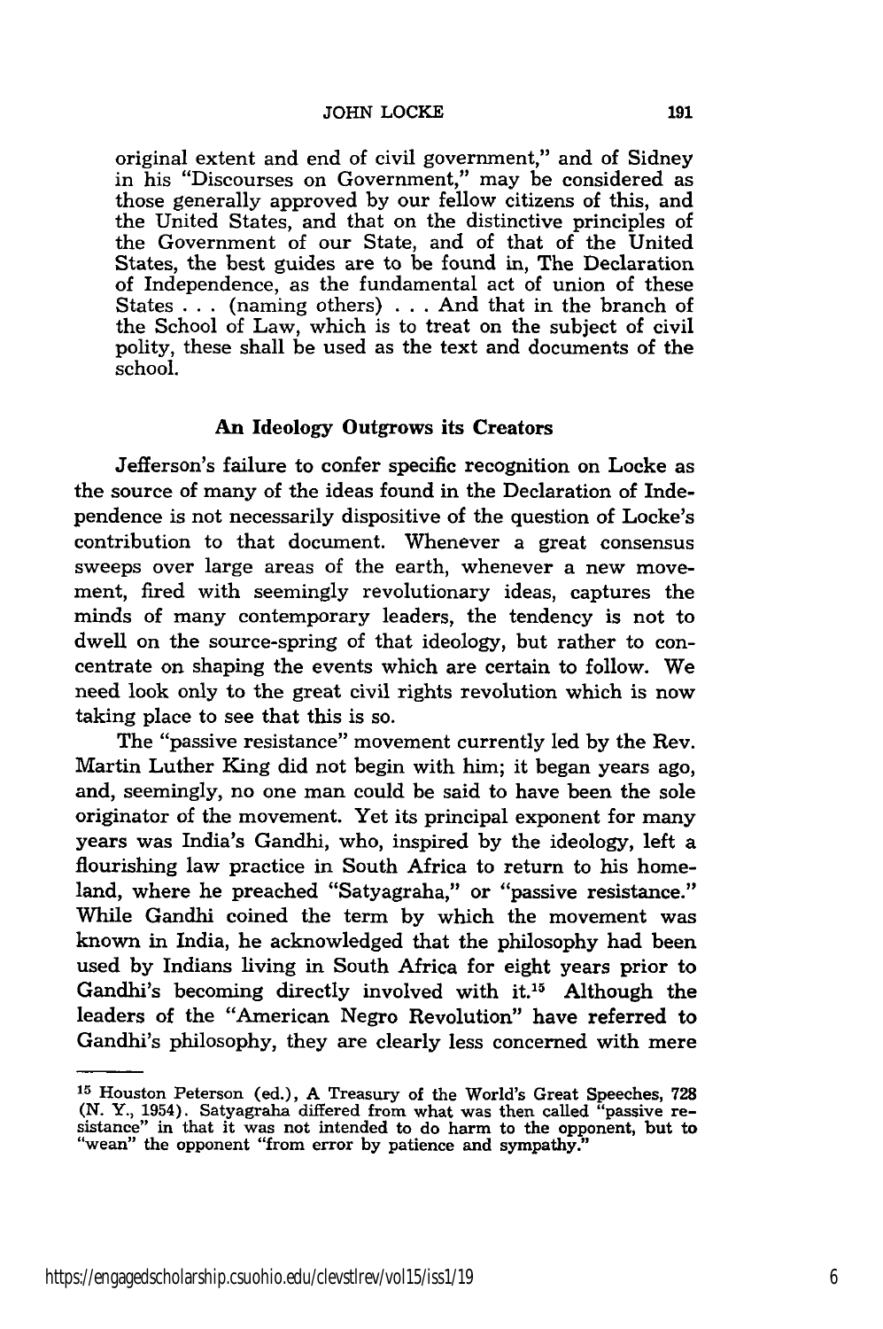original extent and end of civil government," and of Sidney in his "Discourses on Government," may be considered as those generally approved by our fellow citizens of this, and the United States, and that on the distinctive principles of the Government of our State, and of that of the United States, the best guides are to be found in, The Declaration of Independence, as the fundamental act of union of these States . . . (naming others) . . . And that in the branch of the School of Law, which is to treat on the subject of civil polity, these shall be used as the text and documents of the school.

### An Ideology Outgrows its Creators

Jefferson's failure to confer specific recognition on Locke as the source of many of the ideas found in the Declaration of Independence is not necessarily dispositive of the question of Locke's contribution to that document. Whenever a great consensus sweeps over large areas of the earth, whenever a new movement, fired with seemingly revolutionary ideas, captures the minds of many contemporary leaders, the tendency is not to dwell on the source-spring of that ideology, but rather to concentrate on shaping the events which are certain to follow. We need look only to the great civil rights revolution which is now taking place to see that this is so.

The "passive resistance" movement currently led by the Rev. Martin Luther King did not begin with him; it began years ago, and, seemingly, no one man could be said to have been the sole originator of the movement. Yet its principal exponent for many years was India's Gandhi, who, inspired by the ideology, left a flourishing law practice in South Africa to return to his homeland, where he preached "Satyagraha," or "passive resistance." While Gandhi coined the term by which the movement was known in India, he acknowledged that the philosophy had been used by Indians living in South Africa for eight years prior to Gandhi's becoming directly involved with it.[15] Although the leaders of the "American Negro Revolution" have referred to Gandhi's philosophy, they are clearly less concerned with mere

---

[15] Houston Peterson (ed.), A Treasury of the World's Great Speeches, 728 (N. Y., 1954). Satyagraha differed from what was then called "passive resistance" in that it was not intended to do harm to the opponent, but to "wean" the opponent "from error by patience and sympathy."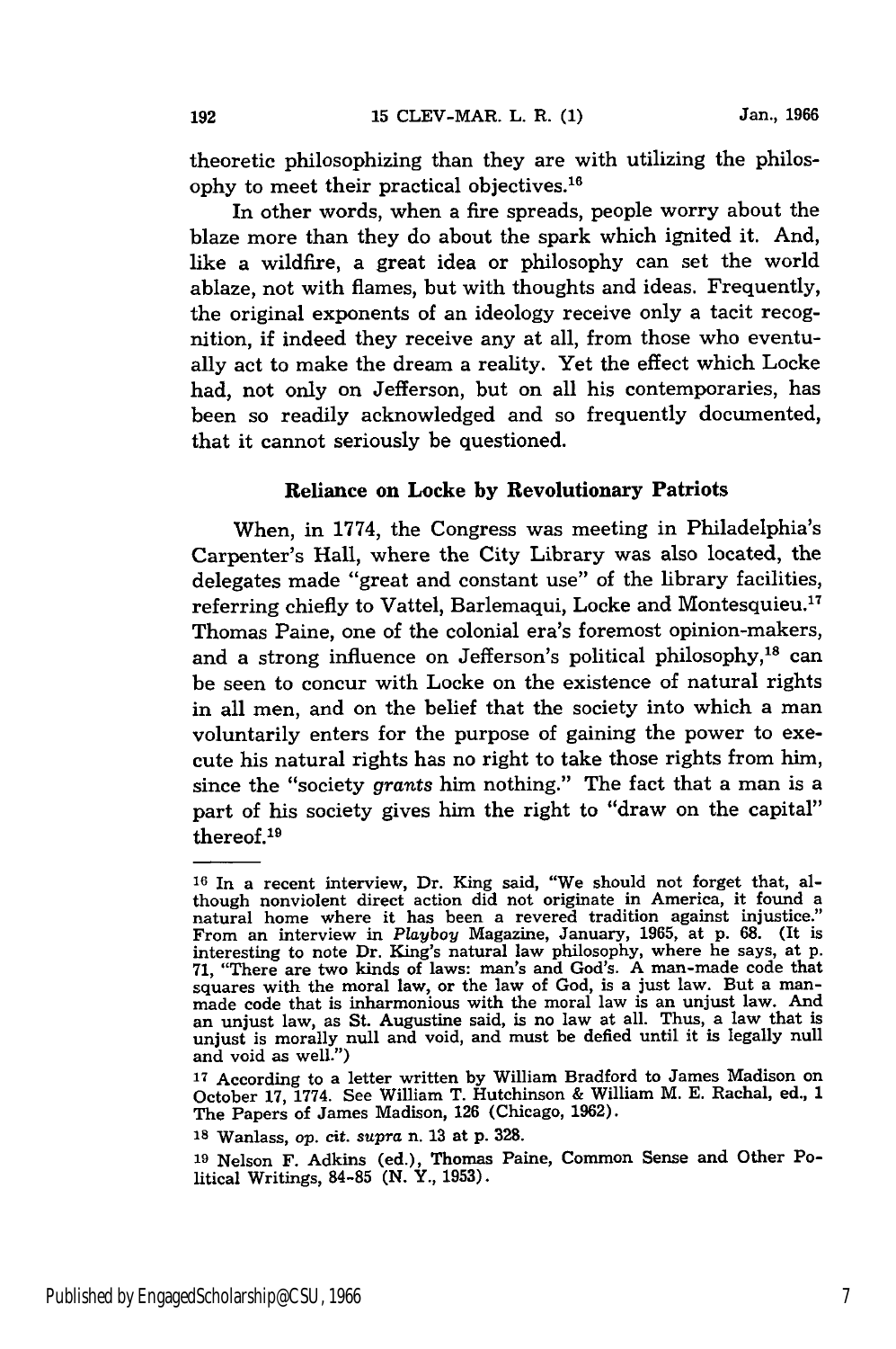theoretic philosophizing than they are with utilizing the philosophy to meet their practical objectives.[16]

In other words, when a fire spreads, people worry about the blaze more than they do about the spark which ignited it. And, like a wildfire, a great idea or philosophy can set the world ablaze, not with flames, but with thoughts and ideas. Frequently, the original exponents of an ideology receive only a tacit recognition, if indeed they receive any at all, from those who eventually act to make the dream a reality. Yet the effect which Locke had, not only on Jefferson, but on all his contemporaries, has been so readily acknowledged and so frequently documented, that it cannot seriously be questioned.

### Reliance on Locke by Revolutionary Patriots

When, in 1774, the Congress was meeting in Philadelphia's Carpenter's Hall, where the City Library was also located, the delegates made "great and constant use" of the library facilities, referring chiefly to Vattel, Barlemaqui, Locke and Montesquieu.[17] Thomas Paine, one of the colonial era's foremost opinion-makers, and a strong influence on Jefferson's political philosophy,[18] can be seen to concur with Locke on the existence of natural rights in all men, and on the belief that the society into which a man voluntarily enters for the purpose of gaining the power to execute his natural rights has no right to take those rights from him, since the "society *grants* him nothing." The fact that a man is a part of his society gives him the right to "draw on the capital" thereof.[19]

---

[16] In a recent interview, Dr. King said, "We should not forget that, although nonviolent direct action did not originate in America, it found a natural home where it has been a revered tradition against injustice." From an interview in *Playboy* Magazine, January, 1965, at p. 68. (It is interesting to note Dr. King's natural law philosophy, where he says, at p. 71, "There are two kinds of laws: man's and God's. A man-made code that squares with the moral law, or the law of God, is a just law. But a man-made code that is inharmonious with the moral law is an unjust law. And an unjust law, as St. Augustine said, is no law at all. Thus, a law that is unjust is morally null and void, and must be defied until it is legally null and void as well.")

[17] According to a letter written by William Bradford to James Madison on October 17, 1774. See William T. Hutchinson & William M. E. Rachal, ed., 1 The Papers of James Madison, 126 (Chicago, 1962).

[18] Wanlass, *op. cit. supra* n. 13 at p. 328.

[19] Nelson F. Adkins (ed.), Thomas Paine, Common Sense and Other Political Writings, 84-85 (N. Y., 1953).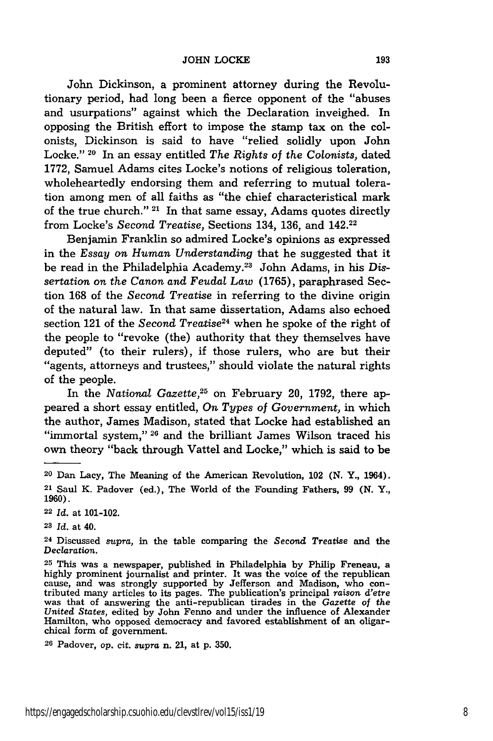John Dickinson, a prominent attorney during the Revolutionary period, had long been a fierce opponent of the "abuses and usurpations" against which the Declaration inveighed. In opposing the British effort to impose the stamp tax on the colonists, Dickinson is said to have "relied solidly upon John Locke."[20] In an essay entitled *The Rights of the Colonists,* dated 1772, Samuel Adams cites Locke's notions of religious toleration, wholeheartedly endorsing them and referring to mutual toleration among men of all faiths as "the chief characteristical mark of the true church."[21] In that same essay, Adams quotes directly from Locke's *Second Treatise,* Sections 134, 136, and 142.[22]

Benjamin Franklin so admired Locke's opinions as expressed in the *Essay on Human Understanding* that he suggested that it be read in the Philadelphia Academy.[23] John Adams, in his *Dissertation on the Canon and Feudal Law* (1765), paraphrased Section 168 of the *Second Treatise* in referring to the divine origin of the natural law. In that same dissertation, Adams also echoed section 121 of the *Second Treatise*[24] when he spoke of the right of the people to "revoke (the) authority that they themselves have deputed" (to their rulers), if those rulers, who are but their "agents, attorneys and trustees," should violate the natural rights of the people.

In the *National Gazette,*[25] on February 20, 1792, there appeared a short essay entitled, *On Types of Government,* in which the author, James Madison, stated that Locke had established an "immortal system,"[26] and the brilliant James Wilson traced his own theory "back through Vattel and Locke," which is said to be

---

[20] Dan Lacy, The Meaning of the American Revolution, 102 (N. Y., 1964).

[21] Saul K. Padover (ed.), The World of the Founding Fathers, 99 (N. Y., 1960).

[22] *Id.* at 101-102.

[23] *Id.* at 40.

[24] Discussed *supra,* in the table comparing the *Second Treatise* and the *Declaration.*

[25] This was a newspaper, published in Philadelphia by Philip Freneau, a highly prominent journalist and printer. It was the voice of the republican cause, and was strongly supported by Jefferson and Madison, who contributed many articles to its pages. The publication's principal *raison d'etre* was that of answering the anti-republican tirades in the *Gazette of the United States,* edited by John Fenno and under the influence of Alexander Hamilton, who opposed democracy and favored establishment of an oligarchical form of government.

[26] Padover, *op. cit. supra* n. 21, at p. 350.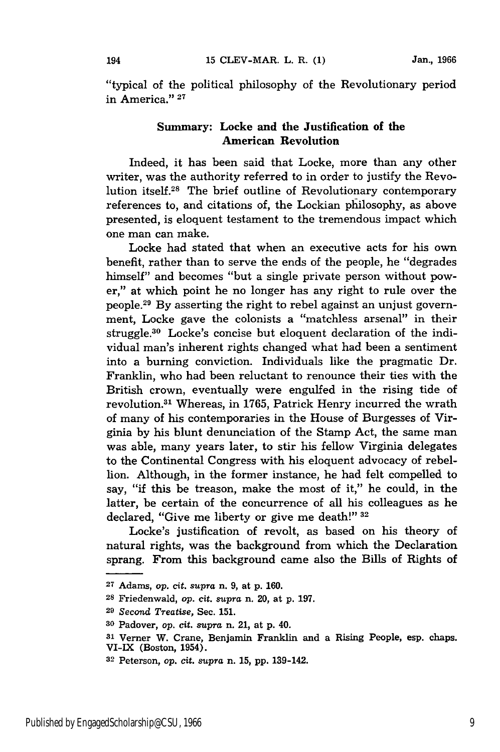"typical of the political philosophy of the Revolutionary period in America." [27]

## Summary: Locke and the Justification of the American Revolution

Indeed, it has been said that Locke, more than any other writer, was the authority referred to in order to justify the Revolution itself.[28] The brief outline of Revolutionary contemporary references to, and citations of, the Lockian philosophy, as above presented, is eloquent testament to the tremendous impact which one man can make.

Locke had stated that when an executive acts for his own benefit, rather than to serve the ends of the people, he "degrades himself" and becomes "but a single private person without power," at which point he no longer has any right to rule over the people.[29] By asserting the right to rebel against an unjust government, Locke gave the colonists a "matchless arsenal" in their struggle.[30] Locke's concise but eloquent declaration of the individual man's inherent rights changed what had been a sentiment into a burning conviction. Individuals like the pragmatic Dr. Franklin, who had been reluctant to renounce their ties with the British crown, eventually were engulfed in the rising tide of revolution.[31] Whereas, in 1765, Patrick Henry incurred the wrath of many of his contemporaries in the House of Burgesses of Virginia by his blunt denunciation of the Stamp Act, the same man was able, many years later, to stir his fellow Virginia delegates to the Continental Congress with his eloquent advocacy of rebellion. Although, in the former instance, he had felt compelled to say, "if this be treason, make the most of it," he could, in the latter, be certain of the concurrence of all his colleagues as he declared, "Give me liberty or give me death!" [32]

Locke's justification of revolt, as based on his theory of natural rights, was the background from which the Declaration sprang. From this background came also the Bills of Rights of

---

[27] Adams, *op. cit. supra* n. 9, at p. 160.

[28] Friedenwald, *op. cit. supra* n. 20, at p. 197.

[29] *Second Treatise*, Sec. 151.

[30] Padover, *op. cit. supra* n. 21, at p. 40.

[31] Verner W. Crane, Benjamin Franklin and a Rising People, esp. chaps. VI-IX (Boston, 1954).

[32] Peterson, *op. cit. supra* n. 15, pp. 139-142.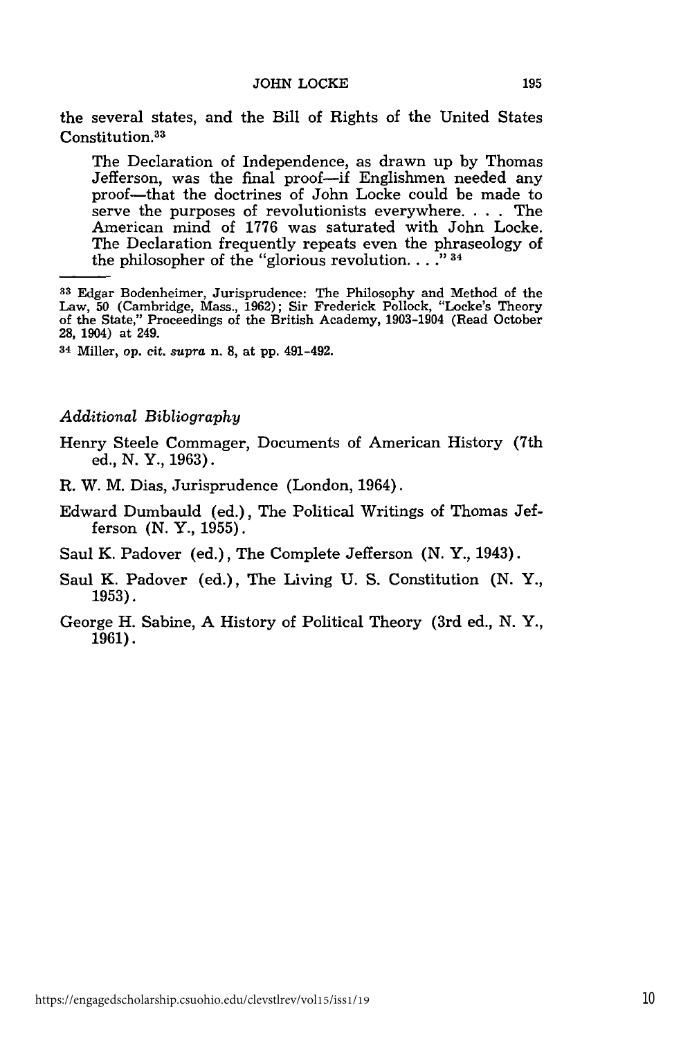the several states, and the Bill of Rights of the United States Constitution.[33]

> The Declaration of Independence, as drawn up by Thomas Jefferson, was the final proof—if Englishmen needed any proof—that the doctrines of John Locke could be made to serve the purposes of revolutionists everywhere. . . . The American mind of 1776 was saturated with John Locke. The Declaration frequently repeats even the phraseology of the philosopher of the "glorious revolution. . . ."[34]

---

[33] Edgar Bodenheimer, Jurisprudence: The Philosophy and Method of the Law, 50 (Cambridge, Mass., 1962); Sir Frederick Pollock, "Locke's Theory of the State," Proceedings of the British Academy, 1903-1904 (Read October 28, 1904) at 249.

[34] Miller, *op. cit. supra* n. 8, at pp. 491-492.

*Additional Bibliography*

Henry Steele Commager, Documents of American History (7th ed., N. Y., 1963).

R. W. M. Dias, Jurisprudence (London, 1964).

Edward Dumbauld (ed.), The Political Writings of Thomas Jefferson (N. Y., 1955).

Saul K. Padover (ed.), The Complete Jefferson (N. Y., 1943).

Saul K. Padover (ed.), The Living U. S. Constitution (N. Y., 1953).

George H. Sabine, A History of Political Theory (3rd ed., N. Y., 1961).